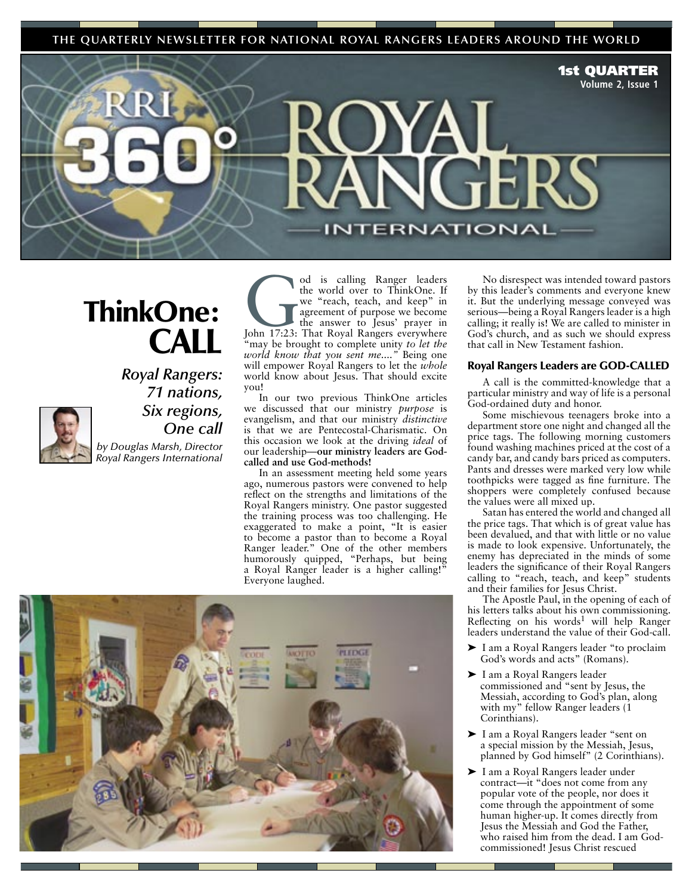THE QUARTERLY NEWSLETTER FOR NATIONAL ROYAL RANGERS LEADERS AROUND THE WORLD

**1st QUARTER**
**Volume 2, Issue 1**

# RRI 360° ROYAL RANGERS INTERNATIONAL

# ThinkOne: CALL

*Royal Rangers: 71 nations, Six regions, One call*

*by Douglas Marsh, Director Royal Rangers International*

God is calling Ranger leaders the world over to ThinkOne. If we "reach, teach, and keep" in agreement of purpose we become the answer to Jesus' prayer in John 17:23: That Royal Rangers everywhere "may be brought to complete unity *to let the world know that you sent me....*" Being one will empower Royal Rangers to let the *whole* world know about Jesus. That should excite you!

In our two previous ThinkOne articles we discussed that our ministry *purpose* is evangelism, and that our ministry *distinctive* is that we are Pentecostal-Charismatic. On this occasion we look at the driving *ideal* of our leadership—**our ministry leaders are God-called and use God-methods!**

In an assessment meeting held some years ago, numerous pastors were convened to help reflect on the strengths and limitations of the Royal Rangers ministry. One pastor suggested the training process was too challenging. He exaggerated to make a point, "It is easier to become a pastor than to become a Royal Ranger leader." One of the other members humorously quipped, "Perhaps, but being a Royal Ranger leader is a higher calling!" Everyone laughed.

No disrespect was intended toward pastors by this leader's comments and everyone knew it. But the underlying message conveyed was serious—being a Royal Rangers leader is a high calling; it really is! We are called to minister in God's church, and as such we should express that call in New Testament fashion.

### Royal Rangers Leaders are GOD-CALLED

A call is the committed-knowledge that a particular ministry and way of life is a personal God-ordained duty and honor.

Some mischievous teenagers broke into a department store one night and changed all the price tags. The following morning customers found washing machines priced at the cost of a candy bar, and candy bars priced as computers. Pants and dresses were marked very low while toothpicks were tagged as fine furniture. The shoppers were completely confused because the values were all mixed up.

Satan has entered the world and changed all the price tags. That which is of great value has been devalued, and that with little or no value is made to look expensive. Unfortunately, the enemy has depreciated in the minds of some leaders the significance of their Royal Rangers calling to "reach, teach, and keep" students and their families for Jesus Christ.

The Apostle Paul, in the opening of each of his letters talks about his own commissioning. Reflecting on his words[1] will help Ranger leaders understand the value of their God-call.

- I am a Royal Rangers leader "to proclaim God's words and acts" (Romans).
- I am a Royal Rangers leader commissioned and "sent by Jesus, the Messiah, according to God's plan, along with my" fellow Ranger leaders (1 Corinthians).
- I am a Royal Rangers leader "sent on a special mission by the Messiah, Jesus, planned by God himself" (2 Corinthians).
- I am a Royal Rangers leader under contract—it "does not come from any popular vote of the people, nor does it come through the appointment of some human higher-up. It comes directly from Jesus the Messiah and God the Father, who raised him from the dead. I am God-commissioned! Jesus Christ rescued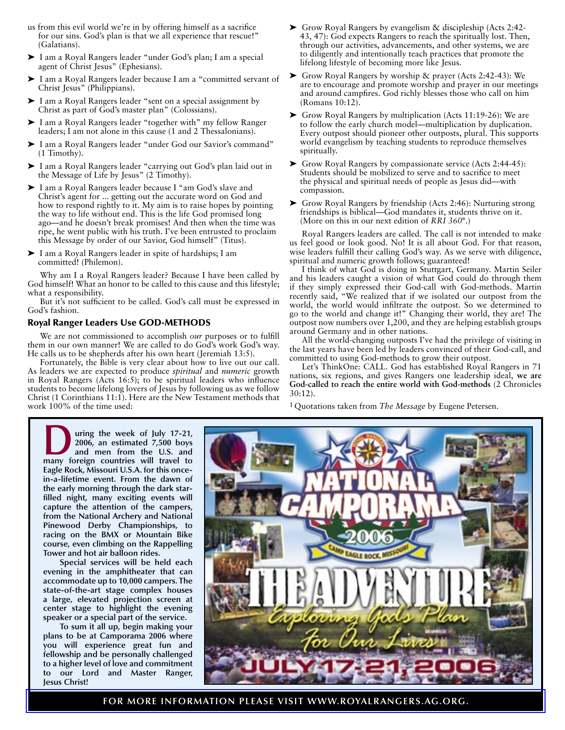us from this evil world we're in by offering himself as a sacrifice for our sins. God's plan is that we all experience that rescue!" (Galatians).

- I am a Royal Rangers leader "under God's plan; I am a special agent of Christ Jesus" (Ephesians).
- I am a Royal Rangers leader because I am a "committed servant of Christ Jesus" (Philippians).
- I am a Royal Rangers leader "sent on a special assignment by Christ as part of God's master plan" (Colossians).
- I am a Royal Rangers leader "together with" my fellow Ranger leaders; I am not alone in this cause (1 and 2 Thessalonians).
- I am a Royal Rangers leader "under God our Savior's command" (1 Timothy).
- I am a Royal Rangers leader "carrying out God's plan laid out in the Message of Life by Jesus" (2 Timothy).
- I am a Royal Rangers leader because I "am God's slave and Christ's agent for ... getting out the accurate word on God and how to respond rightly to it. My aim is to raise hopes by pointing the way to life without end. This is the life God promised long ago—and he doesn't break promises! And then when the time was ripe, he went public with his truth. I've been entrusted to proclaim this Message by order of our Savior, God himself" (Titus).
- I am a Royal Rangers leader in spite of hardships; I am committed! (Philemon).

Why am I a Royal Rangers leader? Because I have been called by God himself! What an honor to be called to this cause and this lifestyle; what a responsibility.

But it's not sufficient to be called. God's call must be expressed in God's fashion.

## Royal Ranger Leaders Use GOD-METHODS

We are not commissioned to accomplish *our* purposes or to fulfill them in our own manner! We are called to do God's work God's way. He calls us to be shepherds after his own heart (Jeremiah 13:5).

Fortunately, the Bible is very clear about how to live out our call. As leaders we are expected to produce *spiritual* and *numeric* growth in Royal Rangers (Acts 16:5); to be spiritual leaders who influence students to become lifelong lovers of Jesus by following us as we follow Christ (1 Corinthians 11:1). Here are the New Testament methods that work 100% of the time used:

- Grow Royal Rangers by evangelism & discipleship (Acts 2:42-43, 47): God expects Rangers to reach the spiritually lost. Then, through our activities, advancements, and other systems, we are to diligently and intentionally teach practices that promote the lifelong lifestyle of becoming more like Jesus.
- Grow Royal Rangers by worship & prayer (Acts 2:42-43): We are to encourage and promote worship and prayer in our meetings and around campfires. God richly blesses those who call on him (Romans 10:12).
- Grow Royal Rangers by multiplication (Acts 11:19-26): We are to follow the early church model—multiplication by duplication. Every outpost should pioneer other outposts, plural. This supports world evangelism by teaching students to reproduce themselves spiritually.
- Grow Royal Rangers by compassionate service (Acts 2:44-45): Students should be mobilized to serve and to sacrifice to meet the physical and spiritual needs of people as Jesus did—with compassion.
- Grow Royal Rangers by friendship (Acts 2:46): Nurturing strong friendships is biblical—God mandates it, students thrive on it. (More on this in our next edition of *RRI 360°*.)

Royal Rangers leaders are called. The call is not intended to make us feel good or look good. No! It is all about God. For that reason, wise leaders fulfill their calling God's way. As we serve with diligence, spiritual and numeric growth follows; guaranteed!

I think of what God is doing in Stuttgart, Germany. Martin Seiler and his leaders caught a vision of what God could do through them if they simply expressed their God-call with God-methods. Martin recently said, "We realized that if we isolated our outpost from the world, the world would infiltrate the outpost. So we determined to go to the world and change it!" Changing their world, they are! The outpost now numbers over 1,200, and they are helping establish groups around Germany and in other nations.

All the world-changing outposts I've had the privilege of visiting in the last years have been led by leaders convinced of their God-call, and committed to using God-methods to grow their outpost.

Let's ThinkOne: CALL. God has established Royal Rangers in 71 nations, six regions, and gives Rangers one leadership ideal, **we are God-called to reach the entire world with God-methods** (2 Chronicles 30:12).

[1] Quotations taken from *The Message* by Eugene Petersen.

**During the week of July 17-21, 2006, an estimated 7,500 boys and men from the U.S. and many foreign countries will travel to Eagle Rock, Missouri U.S.A. for this once-in-a-lifetime event. From the dawn of the early morning through the dark star-filled night, many exciting events will capture the attention of the campers, from the National Archery and National Pinewood Derby Championships, to racing on the BMX or Mountain Bike course, even climbing on the Rappelling Tower and hot air balloon rides.**

**Special services will be held each evening in the amphitheater that can accommodate up to 10,000 campers. The state-of-the-art stage complex houses a large, elevated projection screen at center stage to highlight the evening speaker or a special part of the service.**

**To sum it all up, begin making your plans to be at Camporama 2006 where you will experience great fun and fellowship and be personally challenged to a higher level of love and commitment to our Lord and Master Ranger, Jesus Christ!**

NATIONAL CAMPORAMA
2006
CAMP EAGLE ROCK, MISSOURI
THE ADVENTURE
Exploring God's Plan For Our Lives
JULY 17-21, 2006

FOR MORE INFORMATION PLEASE VISIT WWW.ROYALRANGERS.AG.ORG.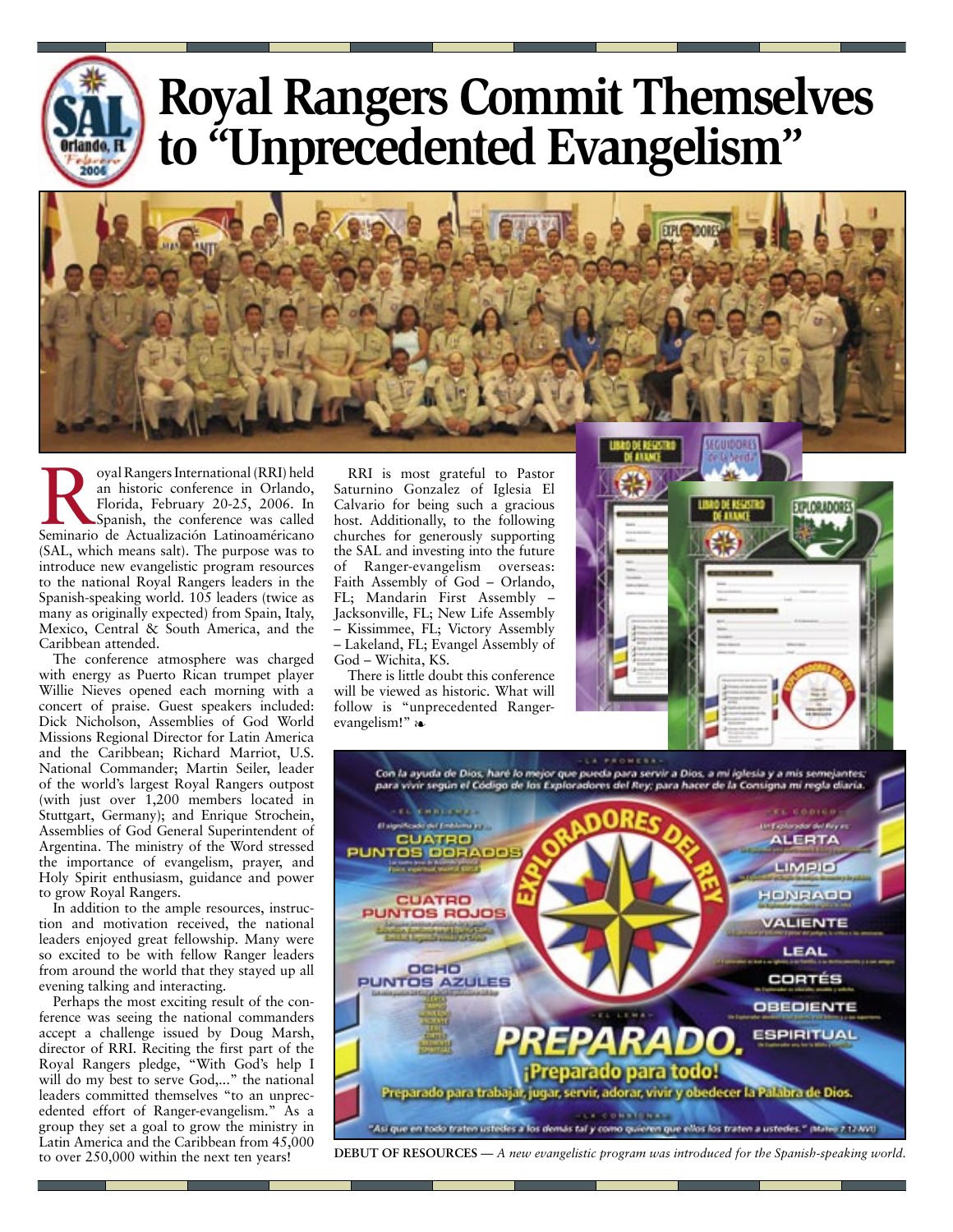# Royal Rangers Commit Themselves to "Unprecedented Evangelism"

Royal Rangers International (RRI) held an historic conference in Orlando, Florida, February 20-25, 2006. In Spanish, the conference was called Seminario de Actualización Latinoaméricano (SAL, which means salt). The purpose was to introduce new evangelistic program resources to the national Royal Rangers leaders in the Spanish-speaking world. 105 leaders (twice as many as originally expected) from Spain, Italy, Mexico, Central & South America, and the Caribbean attended.

The conference atmosphere was charged with energy as Puerto Rican trumpet player Willie Nieves opened each morning with a concert of praise. Guest speakers included: Dick Nicholson, Assemblies of God World Missions Regional Director for Latin America and the Caribbean; Richard Marriot, U.S. National Commander; Martin Seiler, leader of the world's largest Royal Rangers outpost (with just over 1,200 members located in Stuttgart, Germany); and Enrique Strochein, Assemblies of God General Superintendent of Argentina. The ministry of the Word stressed the importance of evangelism, prayer, and Holy Spirit enthusiasm, guidance and power to grow Royal Rangers.

In addition to the ample resources, instruction and motivation received, the national leaders enjoyed great fellowship. Many were so excited to be with fellow Ranger leaders from around the world that they stayed up all evening talking and interacting.

Perhaps the most exciting result of the conference was seeing the national commanders accept a challenge issued by Doug Marsh, director of RRI. Reciting the first part of the Royal Rangers pledge, "With God's help I will do my best to serve God,..." the national leaders committed themselves "to an unprecedented effort of Ranger-evangelism." As a group they set a goal to grow the ministry in Latin America and the Caribbean from 45,000 to over 250,000 within the next ten years!

RRI is most grateful to Pastor Saturnino Gonzalez of Iglesia El Calvario for being such a gracious host. Additionally, to the following churches for generously supporting the SAL and investing into the future of Ranger-evangelism overseas: Faith Assembly of God – Orlando, FL; Mandarin First Assembly – Jacksonville, FL; New Life Assembly – Kissimmee, FL; Victory Assembly – Lakeland, FL; Evangel Assembly of God – Wichita, KS.

There is little doubt this conference will be viewed as historic. What will follow is "unprecedented Ranger-evangelism!" ❧

**DEBUT OF RESOURCES —** *A new evangelistic program was introduced for the Spanish-speaking world.*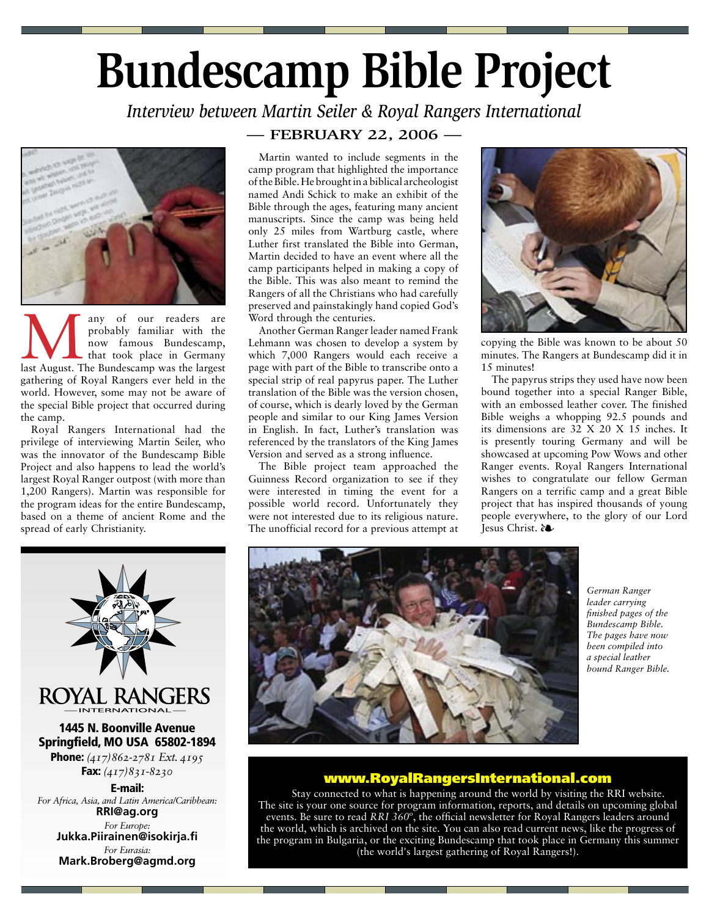# Bundescamp Bible Project

*Interview between Martin Seiler & Royal Rangers International*

— FEBRUARY 22, 2006 —

Many of our readers are probably familiar with the now famous Bundescamp, that took place in Germany last August. The Bundescamp was the largest gathering of Royal Rangers ever held in the world. However, some may not be aware of the special Bible project that occurred during the camp.

Royal Rangers International had the privilege of interviewing Martin Seiler, who was the innovator of the Bundescamp Bible Project and also happens to lead the world's largest Royal Ranger outpost (with more than 1,200 Rangers). Martin was responsible for the program ideas for the entire Bundescamp, based on a theme of ancient Rome and the spread of early Christianity.

Martin wanted to include segments in the camp program that highlighted the importance of the Bible. He brought in a biblical archeologist named Andi Schick to make an exhibit of the Bible through the ages, featuring many ancient manuscripts. Since the camp was being held only 25 miles from Wartburg castle, where Luther first translated the Bible into German, Martin decided to have an event where all the camp participants helped in making a copy of the Bible. This was also meant to remind the Rangers of all the Christians who had carefully preserved and painstakingly hand copied God's Word through the centuries.

Another German Ranger leader named Frank Lehmann was chosen to develop a system by which 7,000 Rangers would each receive a page with part of the Bible to transcribe onto a special strip of real papyrus paper. The Luther translation of the Bible was the version chosen, of course, which is dearly loved by the German people and similar to our King James Version in English. In fact, Luther's translation was referenced by the translators of the King James Version and served as a strong influence.

The Bible project team approached the Guinness Record organization to see if they were interested in timing the event for a possible world record. Unfortunately they were not interested due to its religious nature. The unofficial record for a previous attempt at copying the Bible was known to be about 50 minutes. The Rangers at Bundescamp did it in 15 minutes!

The papyrus strips they used have now been bound together into a special Ranger Bible, with an embossed leather cover. The finished Bible weighs a whopping 92.5 pounds and its dimensions are 32 X 20 X 15 inches. It is presently touring Germany and will be showcased at upcoming Pow Wows and other Ranger events. Royal Rangers International wishes to congratulate our fellow German Rangers on a terrific camp and a great Bible project that has inspired thousands of young people everywhere, to the glory of our Lord Jesus Christ. ❧

*German Ranger leader carrying finished pages of the Bundescamp Bible. The pages have now been compiled into a special leather bound Ranger Bible.*

ROYAL RANGERS
— INTERNATIONAL —

**1445 N. Boonville Avenue**
**Springfield, MO USA 65802-1894**

**Phone:** *(417)862-2781 Ext. 4195*
**Fax:** *(417)831-8230*

**E-mail:**
*For Africa, Asia, and Latin America/Caribbean:*
**RRI@ag.org**
*For Europe:*
**Jukka.Piirainen@isokirja.fi**
*For Eurasia:*
**Mark.Broberg@agmd.org**

## www.RoyalRangersInternational.com

Stay connected to what is happening around the world by visiting the RRI website. The site is your one source for program information, reports, and details on upcoming global events. Be sure to read *RRI 360º*, the official newsletter for Royal Rangers leaders around the world, which is archived on the site. You can also read current news, like the progress of the program in Bulgaria, or the exciting Bundescamp that took place in Germany this summer (the world's largest gathering of Royal Rangers!).